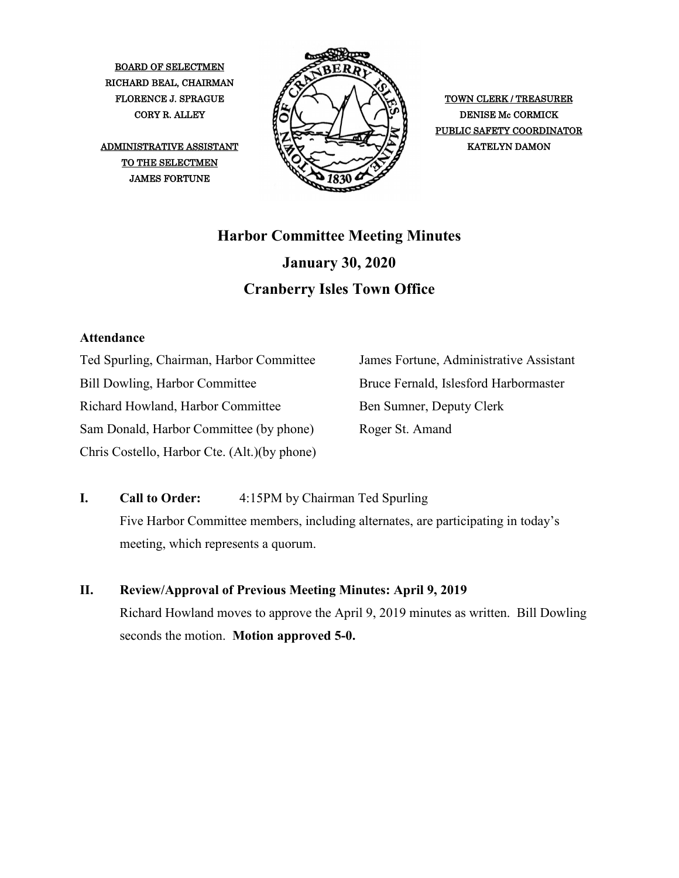BOARD OF SELECTMEN
RICHARD BEAL, CHAIRMAN
FLORENCE J. SPRAGUE
CORY R. ALLEY

ADMINISTRATIVE ASSISTANT
TO THE SELECTMEN
JAMES FORTUNE

TOWN CLERK / TREASURER
DENISE Mc CORMICK
PUBLIC SAFETY COORDINATOR
KATELYN DAMON

# Harbor Committee Meeting Minutes

## January 30, 2020

## Cranberry Isles Town Office

**Attendance**

Ted Spurling, Chairman, Harbor Committee
Bill Dowling, Harbor Committee
Richard Howland, Harbor Committee
Sam Donald, Harbor Committee (by phone)
Chris Costello, Harbor Cte. (Alt.)(by phone)
James Fortune, Administrative Assistant
Bruce Fernald, Islesford Harbormaster
Ben Sumner, Deputy Clerk
Roger St. Amand

**I. Call to Order:** 4:15PM by Chairman Ted Spurling

Five Harbor Committee members, including alternates, are participating in today's meeting, which represents a quorum.

**II. Review/Approval of Previous Meeting Minutes: April 9, 2019**

Richard Howland moves to approve the April 9, 2019 minutes as written. Bill Dowling seconds the motion. **Motion approved 5-0.**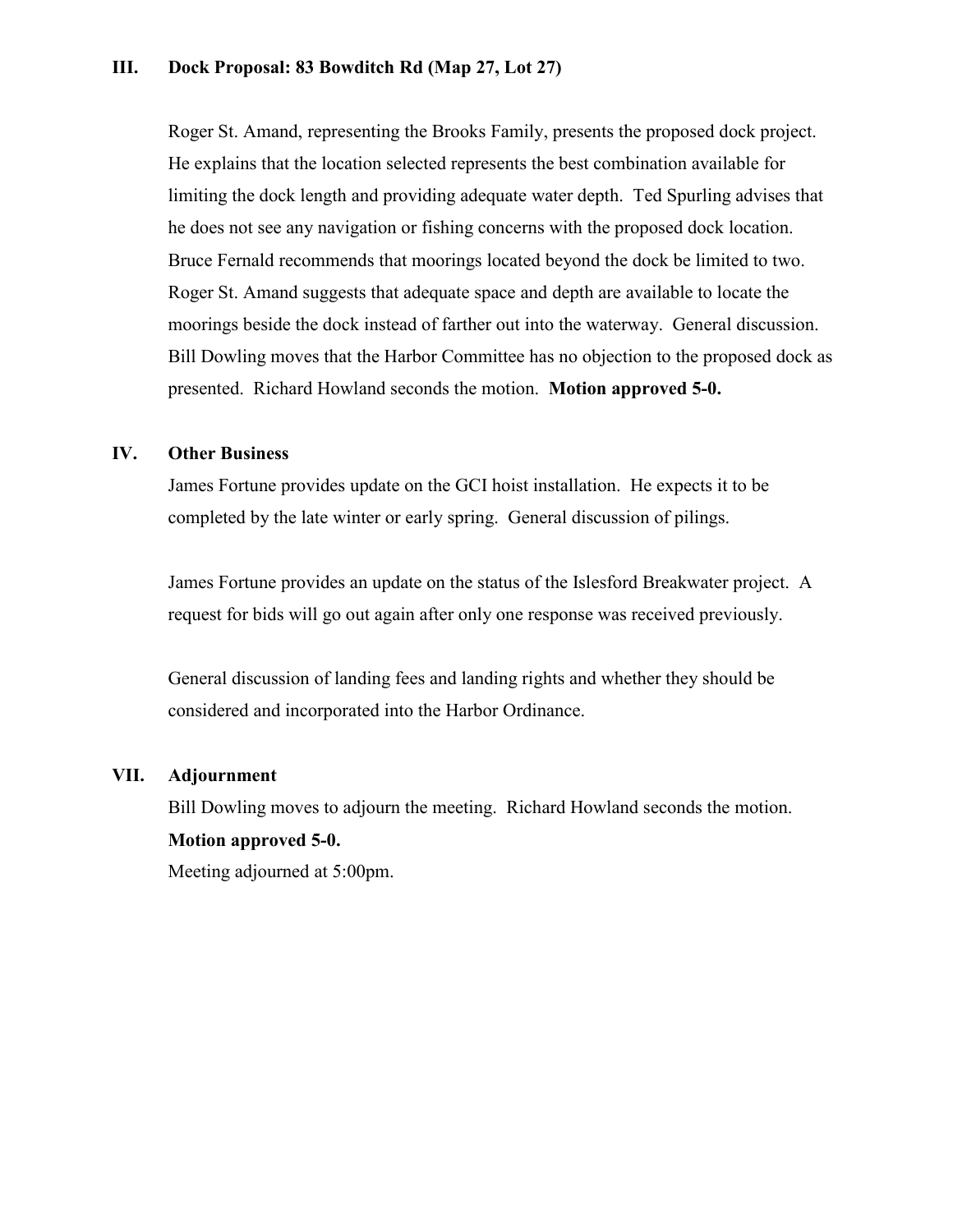## III. Dock Proposal: 83 Bowditch Rd (Map 27, Lot 27)

Roger St. Amand, representing the Brooks Family, presents the proposed dock project. He explains that the location selected represents the best combination available for limiting the dock length and providing adequate water depth. Ted Spurling advises that he does not see any navigation or fishing concerns with the proposed dock location. Bruce Fernald recommends that moorings located beyond the dock be limited to two. Roger St. Amand suggests that adequate space and depth are available to locate the moorings beside the dock instead of farther out into the waterway. General discussion. Bill Dowling moves that the Harbor Committee has no objection to the proposed dock as presented. Richard Howland seconds the motion. **Motion approved 5-0.**

## IV. Other Business

James Fortune provides update on the GCI hoist installation. He expects it to be completed by the late winter or early spring. General discussion of pilings.

James Fortune provides an update on the status of the Islesford Breakwater project. A request for bids will go out again after only one response was received previously.

General discussion of landing fees and landing rights and whether they should be considered and incorporated into the Harbor Ordinance.

## VII. Adjournment

Bill Dowling moves to adjourn the meeting. Richard Howland seconds the motion.
**Motion approved 5-0.**
Meeting adjourned at 5:00pm.